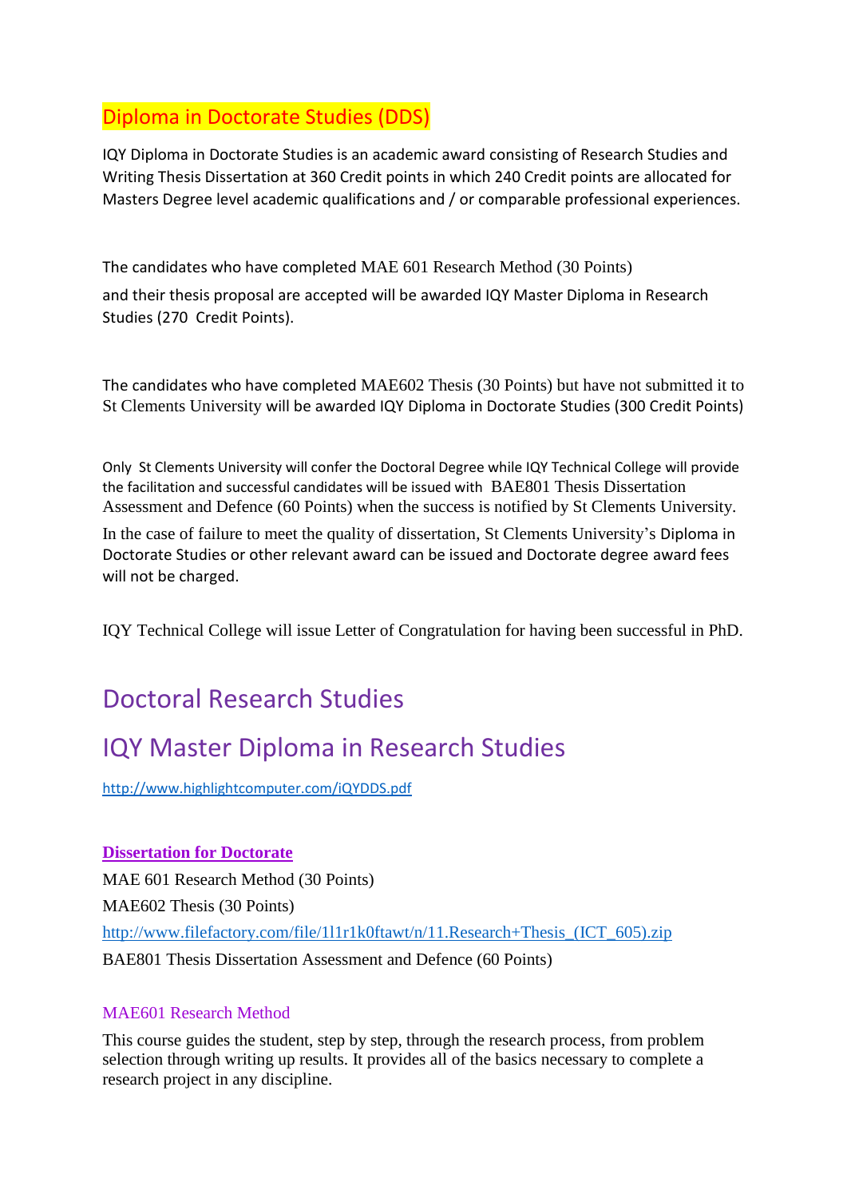# Diploma in Doctorate Studies (DDS)

IQY Diploma in Doctorate Studies is an academic award consisting of Research Studies and Writing Thesis Dissertation at 360 Credit points in which 240 Credit points are allocated for Masters Degree level academic qualifications and / or comparable professional experiences.

The candidates who have completed MAE 601 Research Method (30 Points) and their thesis proposal are accepted will be awarded IQY Master Diploma in Research Studies (270 Credit Points).

The candidates who have completed MAE602 Thesis (30 Points) but have not submitted it to St Clements University will be awarded IQY Diploma in Doctorate Studies (300 Credit Points)

Only St Clements University will confer the Doctoral Degree while IQY Technical College will provide the facilitation and successful candidates will be issued with BAE801 Thesis Dissertation Assessment and Defence (60 Points) when the success is notified by St Clements University. In the case of failure to meet the quality of dissertation, St Clements University's Diploma in Doctorate Studies or other relevant award can be issued and Doctorate degree award fees will not be charged.

IQY Technical College will issue Letter of Congratulation for having been successful in PhD.

## Doctoral Research Studies

## IQY Master Diploma in Research Studies

http://www.highlightcomputer.com/iQYDDS.pdf

**Dissertation for Doctorate**

MAE 601 Research Method (30 Points)

MAE602 Thesis (30 Points)

http://www.filefactory.com/file/1l1r1k0ftawt/n/11.Research+Thesis_(ICT_605).zip

BAE801 Thesis Dissertation Assessment and Defence (60 Points)

### MAE601 Research Method

This course guides the student, step by step, through the research process, from problem selection through writing up results. It provides all of the basics necessary to complete a research project in any discipline.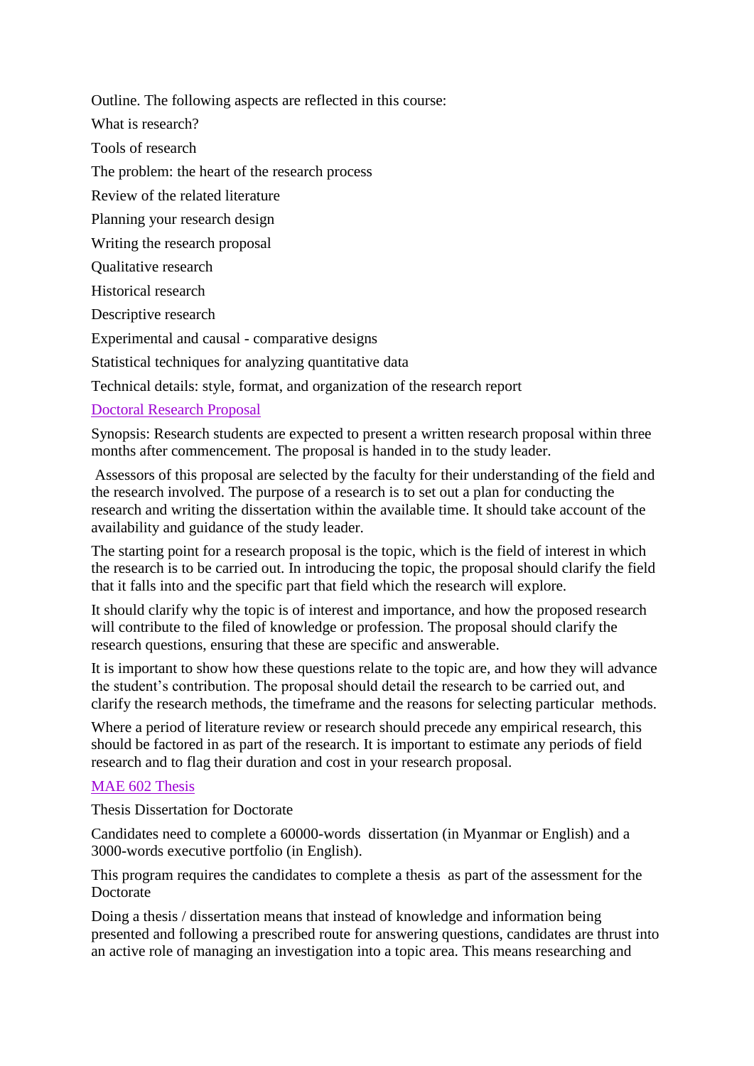Outline. The following aspects are reflected in this course:

What is research?

Tools of research

The problem: the heart of the research process

Review of the related literature

Planning your research design

Writing the research proposal

Qualitative research

Historical research

Descriptive research

Experimental and causal - comparative designs

Statistical techniques for analyzing quantitative data

Technical details: style, format, and organization of the research report

## Doctoral Research Proposal

Synopsis: Research students are expected to present a written research proposal within three months after commencement. The proposal is handed in to the study leader.

Assessors of this proposal are selected by the faculty for their understanding of the field and the research involved. The purpose of a research is to set out a plan for conducting the research and writing the dissertation within the available time. It should take account of the availability and guidance of the study leader.

The starting point for a research proposal is the topic, which is the field of interest in which the research is to be carried out. In introducing the topic, the proposal should clarify the field that it falls into and the specific part that field which the research will explore.

It should clarify why the topic is of interest and importance, and how the proposed research will contribute to the filed of knowledge or profession. The proposal should clarify the research questions, ensuring that these are specific and answerable.

It is important to show how these questions relate to the topic are, and how they will advance the student's contribution. The proposal should detail the research to be carried out, and clarify the research methods, the timeframe and the reasons for selecting particular methods.

Where a period of literature review or research should precede any empirical research, this should be factored in as part of the research. It is important to estimate any periods of field research and to flag their duration and cost in your research proposal.

## MAE 602 Thesis

Thesis Dissertation for Doctorate

Candidates need to complete a 60000-words dissertation (in Myanmar or English) and a 3000-words executive portfolio (in English).

This program requires the candidates to complete a thesis as part of the assessment for the Doctorate

Doing a thesis / dissertation means that instead of knowledge and information being presented and following a prescribed route for answering questions, candidates are thrust into an active role of managing an investigation into a topic area. This means researching and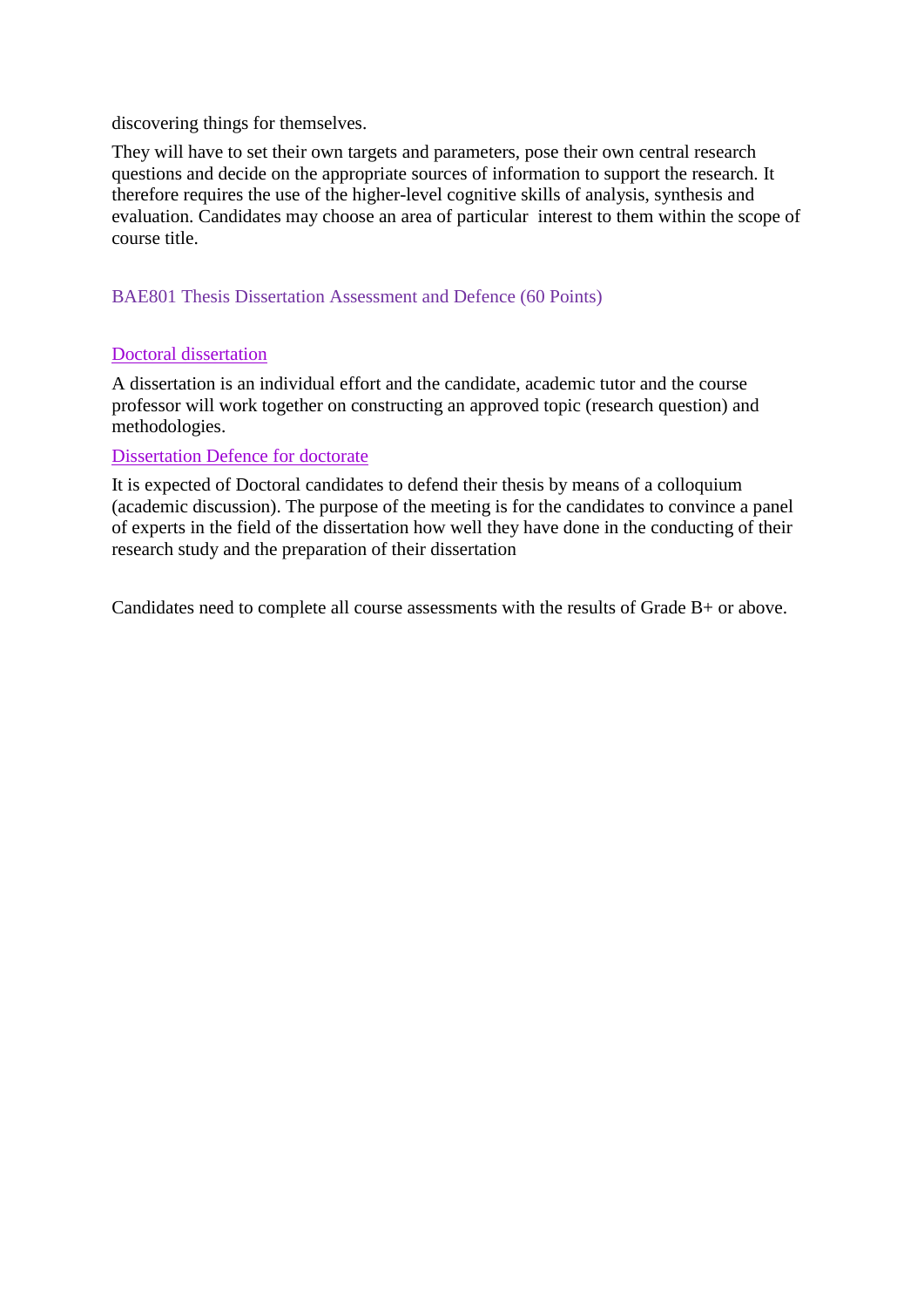discovering things for themselves.

They will have to set their own targets and parameters, pose their own central research questions and decide on the appropriate sources of information to support the research. It therefore requires the use of the higher-level cognitive skills of analysis, synthesis and evaluation. Candidates may choose an area of particular  interest to them within the scope of course title.

## BAE801 Thesis Dissertation Assessment and Defence (60 Points)

### Doctoral dissertation

A dissertation is an individual effort and the candidate, academic tutor and the course professor will work together on constructing an approved topic (research question) and methodologies.

### Dissertation Defence for doctorate

It is expected of Doctoral candidates to defend their thesis by means of a colloquium (academic discussion). The purpose of the meeting is for the candidates to convince a panel of experts in the field of the dissertation how well they have done in the conducting of their research study and the preparation of their dissertation

Candidates need to complete all course assessments with the results of Grade B+ or above.